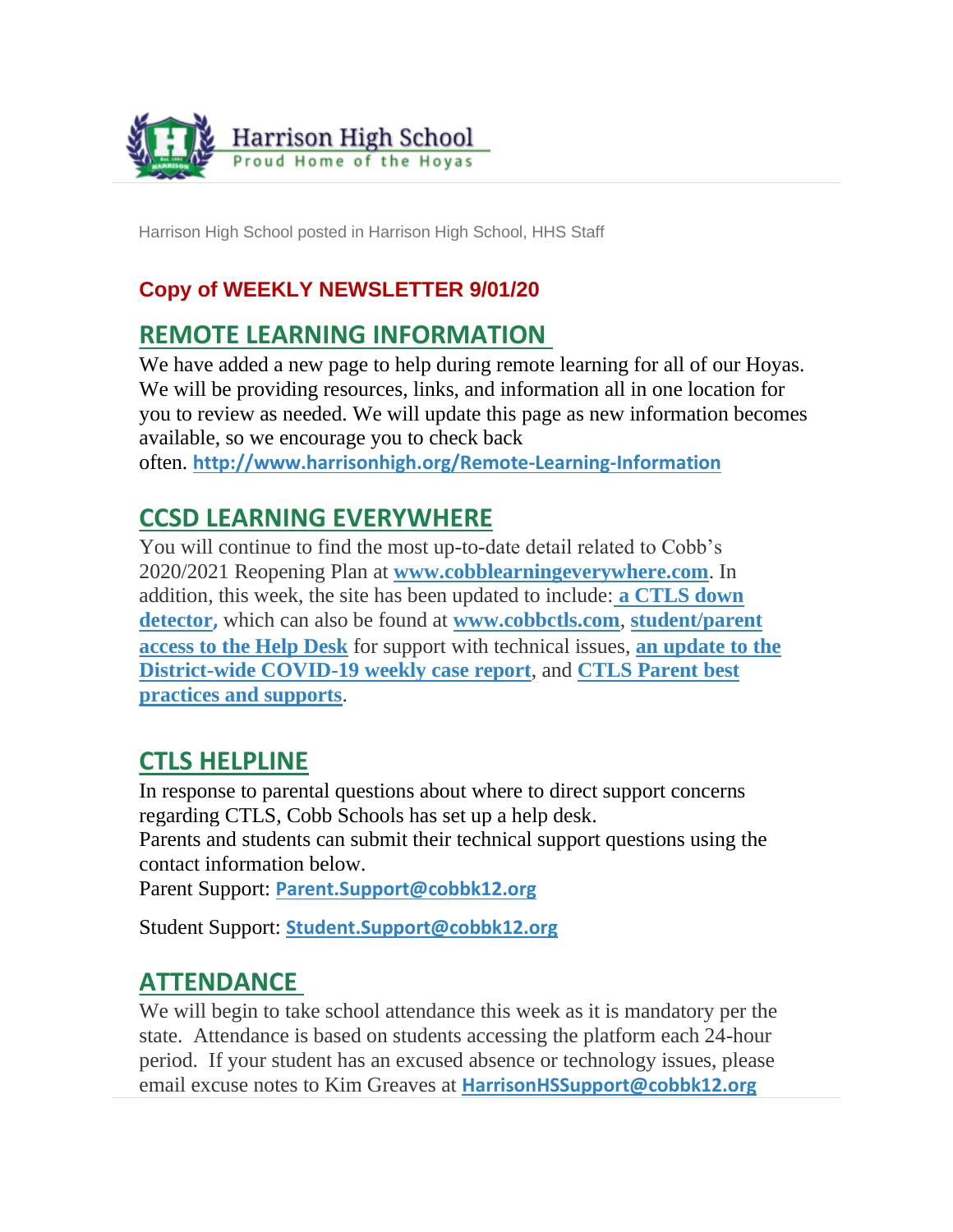# Harrison High School
Proud Home of the Hoyas

Harrison High School posted in Harrison High School, HHS Staff

**Copy of WEEKLY NEWSLETTER 9/01/20**

## REMOTE LEARNING INFORMATION

We have added a new page to help during remote learning for all of our Hoyas. We will be providing resources, links, and information all in one location for you to review as needed. We will update this page as new information becomes available, so we encourage you to check back often. **http://www.harrisonhigh.org/Remote-Learning-Information**

## CCSD LEARNING EVERYWHERE

You will continue to find the most up-to-date detail related to Cobb's 2020/2021 Reopening Plan at **www.cobblearningeverywhere.com**. In addition, this week, the site has been updated to include: **a CTLS down detector**, which can also be found at **www.cobbctls.com**, **student/parent access to the Help Desk** for support with technical issues, **an update to the District-wide COVID-19 weekly case report**, and **CTLS Parent best practices and supports**.

## CTLS HELPLINE

In response to parental questions about where to direct support concerns regarding CTLS, Cobb Schools has set up a help desk.
Parents and students can submit their technical support questions using the contact information below.
Parent Support: **Parent.Support@cobbk12.org**

Student Support: **Student.Support@cobbk12.org**

## ATTENDANCE

We will begin to take school attendance this week as it is mandatory per the state. Attendance is based on students accessing the platform each 24-hour period. If your student has an excused absence or technology issues, please email excuse notes to Kim Greaves at **HarrisonHSSupport@cobbk12.org**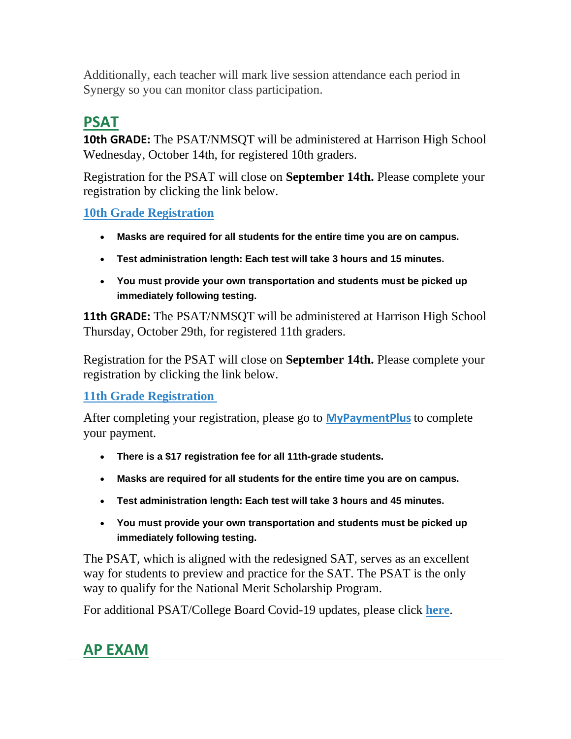Additionally, each teacher will mark live session attendance each period in Synergy so you can monitor class participation.

## PSAT

**10th GRADE:** The PSAT/NMSQT will be administered at Harrison High School Wednesday, October 14th, for registered 10th graders.

Registration for the PSAT will close on **September 14th.** Please complete your registration by clicking the link below.

**10th Grade Registration**

- **Masks are required for all students for the entire time you are on campus.**
- **Test administration length: Each test will take 3 hours and 15 minutes.**
- **You must provide your own transportation and students must be picked up immediately following testing.**

**11th GRADE:** The PSAT/NMSQT will be administered at Harrison High School Thursday, October 29th, for registered 11th graders.

Registration for the PSAT will close on **September 14th.** Please complete your registration by clicking the link below.

**11th Grade Registration**

After completing your registration, please go to **MyPaymentPlus** to complete your payment.

- **There is a $17 registration fee for all 11th-grade students.**
- **Masks are required for all students for the entire time you are on campus.**
- **Test administration length: Each test will take 3 hours and 45 minutes.**
- **You must provide your own transportation and students must be picked up immediately following testing.**

The PSAT, which is aligned with the redesigned SAT, serves as an excellent way for students to preview and practice for the SAT. The PSAT is the only way to qualify for the National Merit Scholarship Program.

For additional PSAT/College Board Covid-19 updates, please click **here**.

## AP EXAM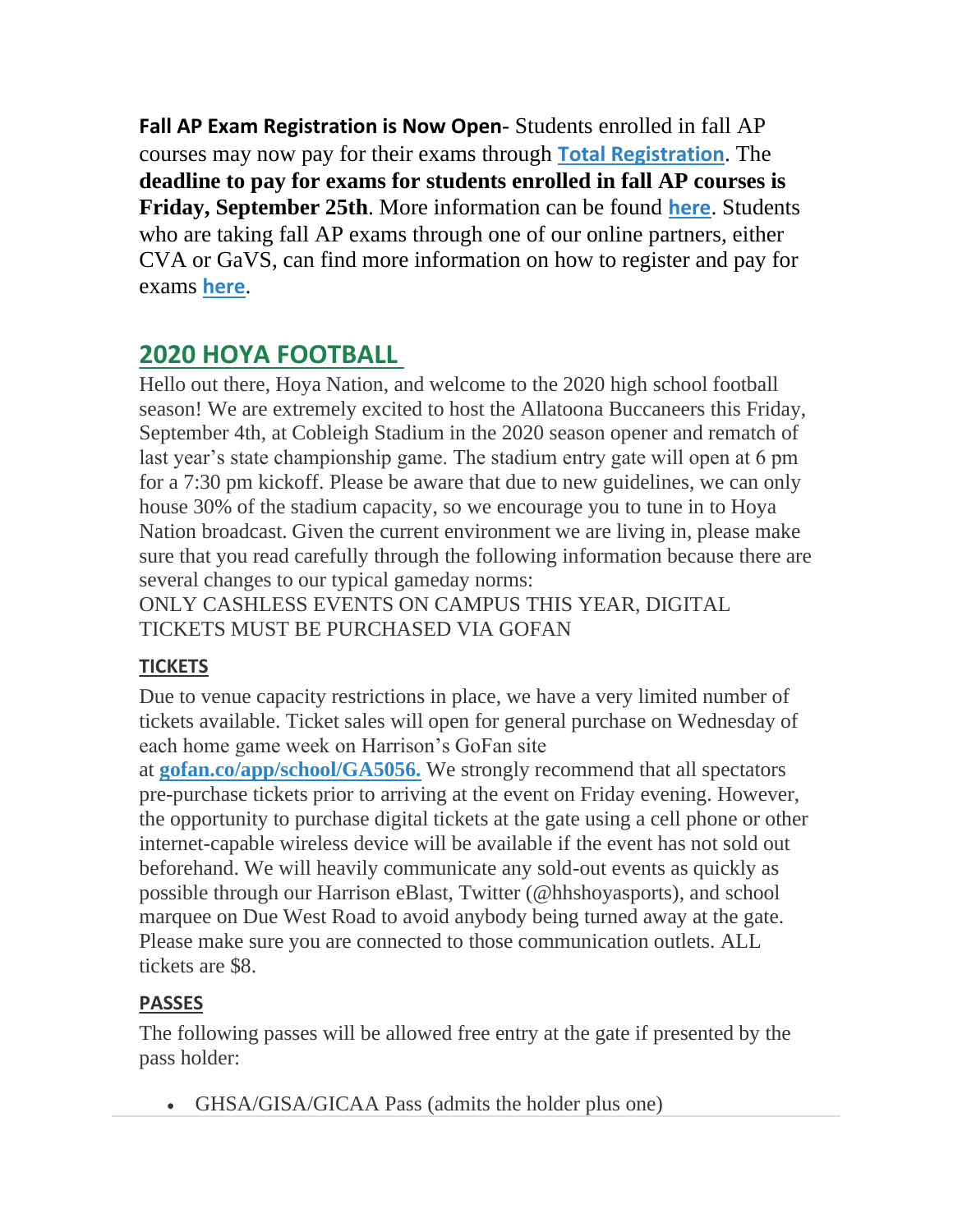**Fall AP Exam Registration is Now Open**- Students enrolled in fall AP courses may now pay for their exams through **Total Registration**. The **deadline to pay for exams for students enrolled in fall AP courses is Friday, September 25th**. More information can be found **here**. Students who are taking fall AP exams through one of our online partners, either CVA or GaVS, can find more information on how to register and pay for exams **here**.

## 2020 HOYA FOOTBALL

Hello out there, Hoya Nation, and welcome to the 2020 high school football season! We are extremely excited to host the Allatoona Buccaneers this Friday, September 4th, at Cobleigh Stadium in the 2020 season opener and rematch of last year's state championship game. The stadium entry gate will open at 6 pm for a 7:30 pm kickoff. Please be aware that due to new guidelines, we can only house 30% of the stadium capacity, so we encourage you to tune in to Hoya Nation broadcast. Given the current environment we are living in, please make sure that you read carefully through the following information because there are several changes to our typical gameday norms:
ONLY CASHLESS EVENTS ON CAMPUS THIS YEAR, DIGITAL TICKETS MUST BE PURCHASED VIA GOFAN

### TICKETS

Due to venue capacity restrictions in place, we have a very limited number of tickets available. Ticket sales will open for general purchase on Wednesday of each home game week on Harrison's GoFan site at **gofan.co/app/school/GA5056.** We strongly recommend that all spectators pre-purchase tickets prior to arriving at the event on Friday evening. However, the opportunity to purchase digital tickets at the gate using a cell phone or other internet-capable wireless device will be available if the event has not sold out beforehand. We will heavily communicate any sold-out events as quickly as possible through our Harrison eBlast, Twitter (@hhshoyasports), and school marquee on Due West Road to avoid anybody being turned away at the gate. Please make sure you are connected to those communication outlets. ALL tickets are $8.

### PASSES

The following passes will be allowed free entry at the gate if presented by the pass holder:

- GHSA/GISA/GICAA Pass (admits the holder plus one)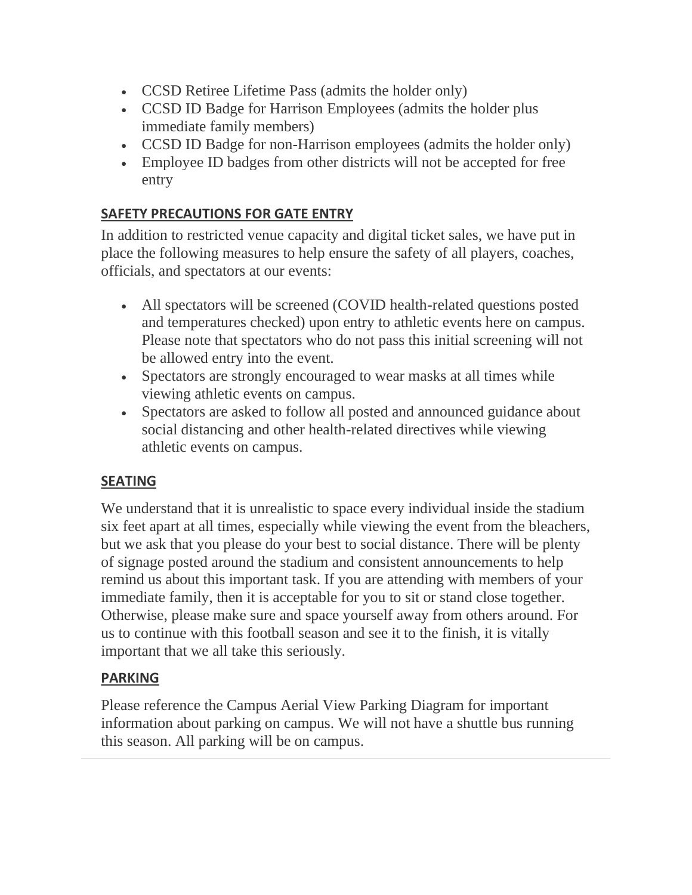- CCSD Retiree Lifetime Pass (admits the holder only)
- CCSD ID Badge for Harrison Employees (admits the holder plus immediate family members)
- CCSD ID Badge for non-Harrison employees (admits the holder only)
- Employee ID badges from other districts will not be accepted for free entry

## SAFETY PRECAUTIONS FOR GATE ENTRY

In addition to restricted venue capacity and digital ticket sales, we have put in place the following measures to help ensure the safety of all players, coaches, officials, and spectators at our events:

- All spectators will be screened (COVID health-related questions posted and temperatures checked) upon entry to athletic events here on campus. Please note that spectators who do not pass this initial screening will not be allowed entry into the event.
- Spectators are strongly encouraged to wear masks at all times while viewing athletic events on campus.
- Spectators are asked to follow all posted and announced guidance about social distancing and other health-related directives while viewing athletic events on campus.

## SEATING

We understand that it is unrealistic to space every individual inside the stadium six feet apart at all times, especially while viewing the event from the bleachers, but we ask that you please do your best to social distance. There will be plenty of signage posted around the stadium and consistent announcements to help remind us about this important task. If you are attending with members of your immediate family, then it is acceptable for you to sit or stand close together. Otherwise, please make sure and space yourself away from others around. For us to continue with this football season and see it to the finish, it is vitally important that we all take this seriously.

## PARKING

Please reference the Campus Aerial View Parking Diagram for important information about parking on campus. We will not have a shuttle bus running this season. All parking will be on campus.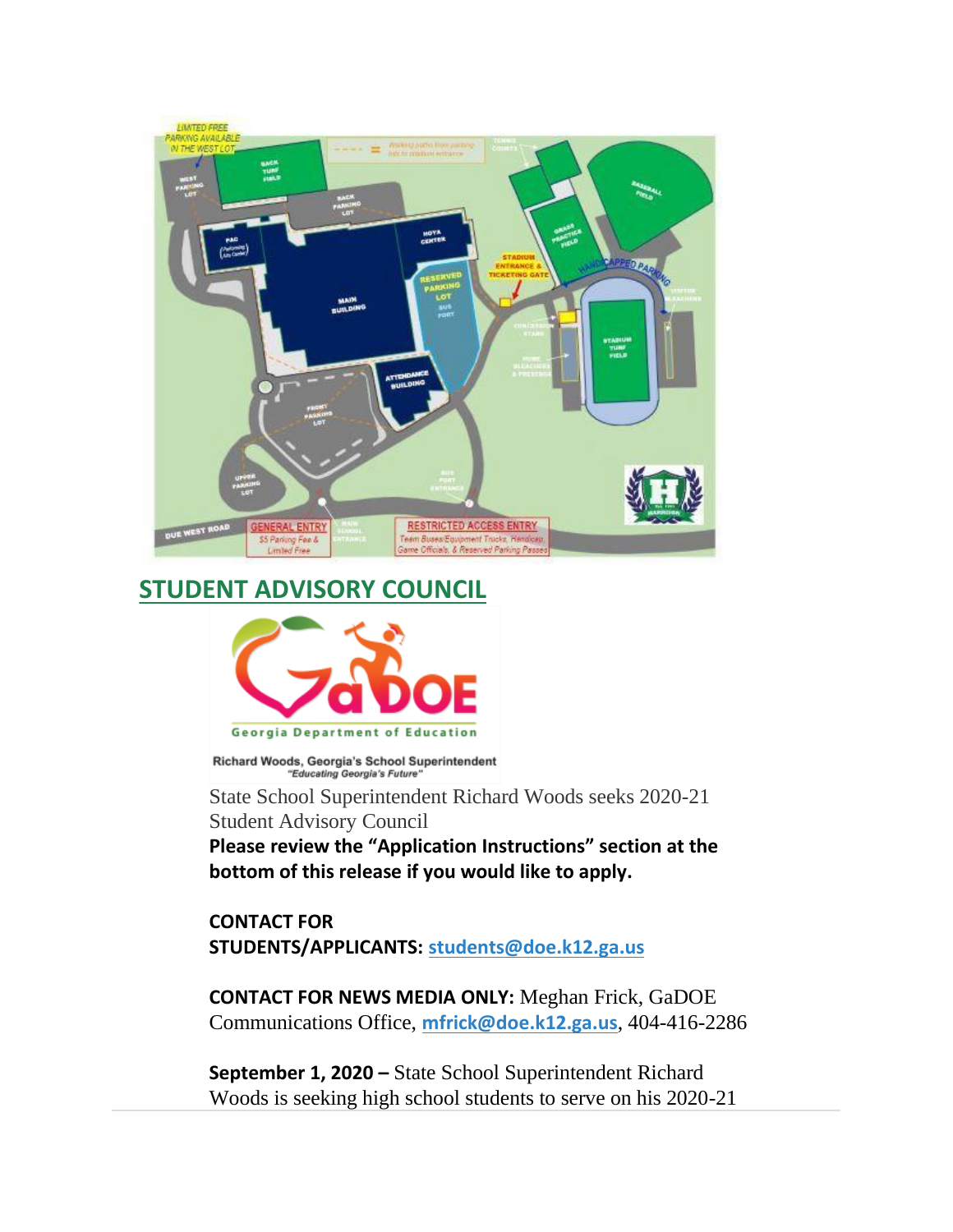## STUDENT ADVISORY COUNCIL

Richard Woods, Georgia's School Superintendent
*"Educating Georgia's Future"*

State School Superintendent Richard Woods seeks 2020-21 Student Advisory Council

**Please review the "Application Instructions" section at the bottom of this release if you would like to apply.**

**CONTACT FOR STUDENTS/APPLICANTS: students@doe.k12.ga.us**

**CONTACT FOR NEWS MEDIA ONLY:** Meghan Frick, GaDOE Communications Office, **mfrick@doe.k12.ga.us**, 404-416-2286

**September 1, 2020 –** State School Superintendent Richard Woods is seeking high school students to serve on his 2020-21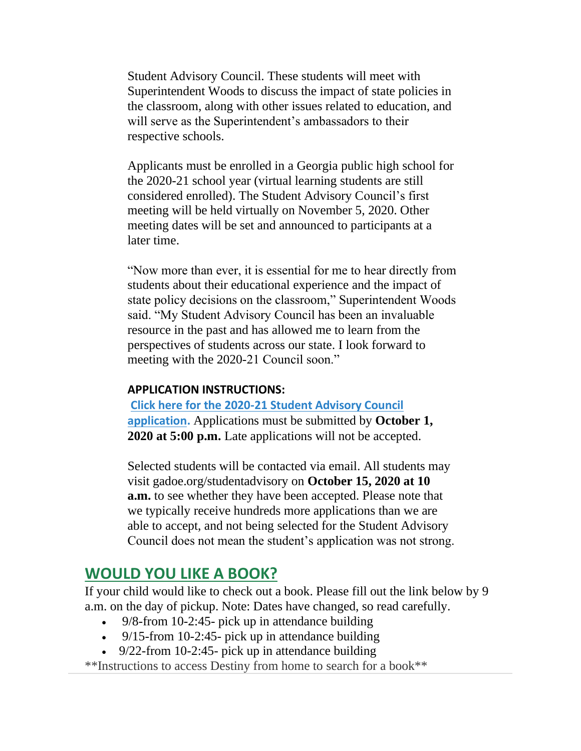Student Advisory Council. These students will meet with Superintendent Woods to discuss the impact of state policies in the classroom, along with other issues related to education, and will serve as the Superintendent's ambassadors to their respective schools.

Applicants must be enrolled in a Georgia public high school for the 2020-21 school year (virtual learning students are still considered enrolled). The Student Advisory Council's first meeting will be held virtually on November 5, 2020. Other meeting dates will be set and announced to participants at a later time.

"Now more than ever, it is essential for me to hear directly from students about their educational experience and the impact of state policy decisions on the classroom," Superintendent Woods said. "My Student Advisory Council has been an invaluable resource in the past and has allowed me to learn from the perspectives of students across our state. I look forward to meeting with the 2020-21 Council soon."

**APPLICATION INSTRUCTIONS:**

**Click here for the 2020-21 Student Advisory Council application.** Applications must be submitted by **October 1, 2020 at 5:00 p.m.** Late applications will not be accepted.

Selected students will be contacted via email. All students may visit gadoe.org/studentadvisory on **October 15, 2020 at 10 a.m.** to see whether they have been accepted. Please note that we typically receive hundreds more applications than we are able to accept, and not being selected for the Student Advisory Council does not mean the student's application was not strong.

## WOULD YOU LIKE A BOOK?

If your child would like to check out a book. Please fill out the link below by 9 a.m. on the day of pickup. Note: Dates have changed, so read carefully.

- 9/8-from 10-2:45- pick up in attendance building
- 9/15-from 10-2:45- pick up in attendance building
- 9/22-from 10-2:45- pick up in attendance building

**Instructions to access Destiny from home to search for a book**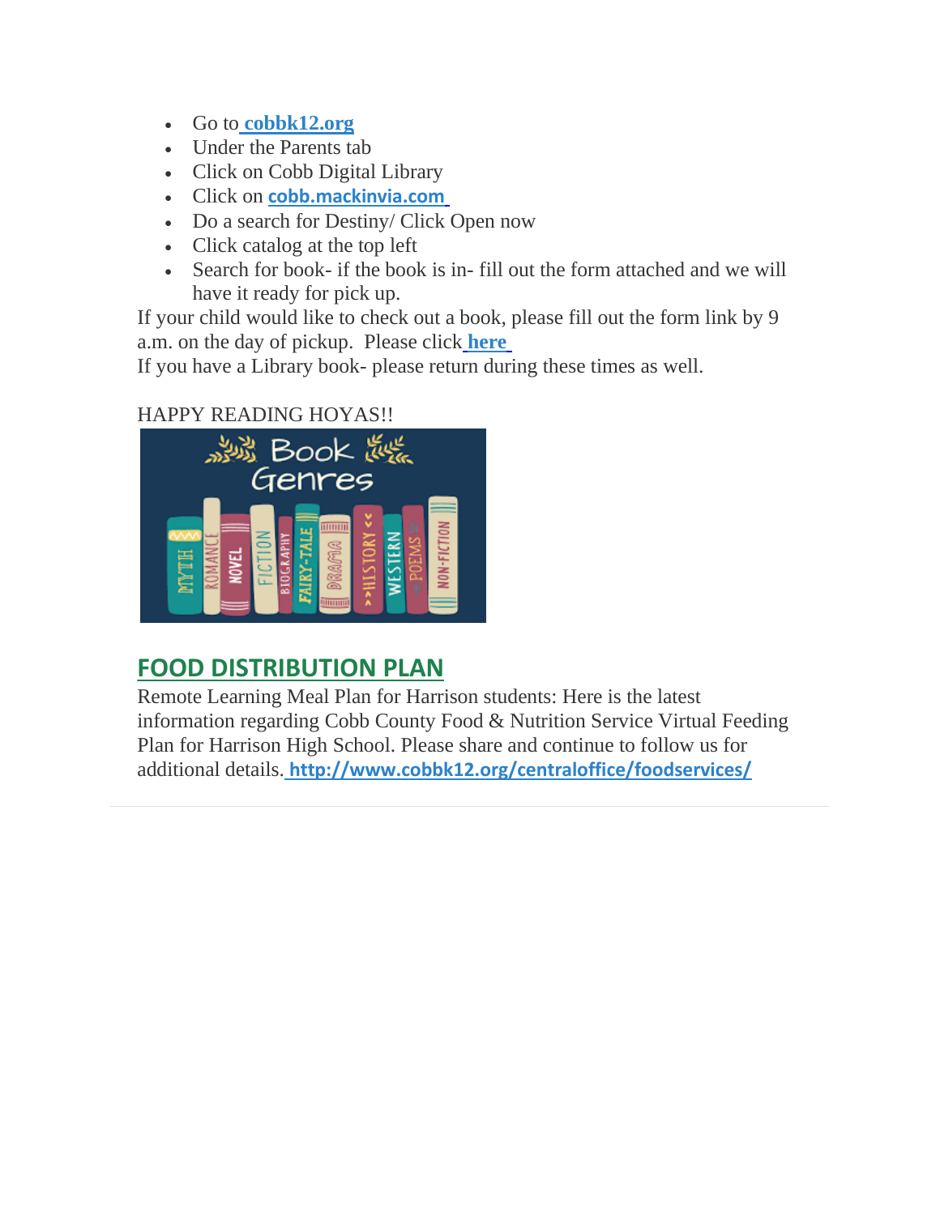- Go to cobbk12.org
- Under the Parents tab
- Click on Cobb Digital Library
- Click on cobb.mackinvia.com
- Do a search for Destiny/ Click Open now
- Click catalog at the top left
- Search for book- if the book is in- fill out the form attached and we will have it ready for pick up.

If your child would like to check out a book, please fill out the form link by 9 a.m. on the day of pickup. Please click here
If you have a Library book- please return during these times as well.

HAPPY READING HOYAS!!

## FOOD DISTRIBUTION PLAN

Remote Learning Meal Plan for Harrison students: Here is the latest information regarding Cobb County Food & Nutrition Service Virtual Feeding Plan for Harrison High School. Please share and continue to follow us for additional details. http://www.cobbk12.org/centraloffice/foodservices/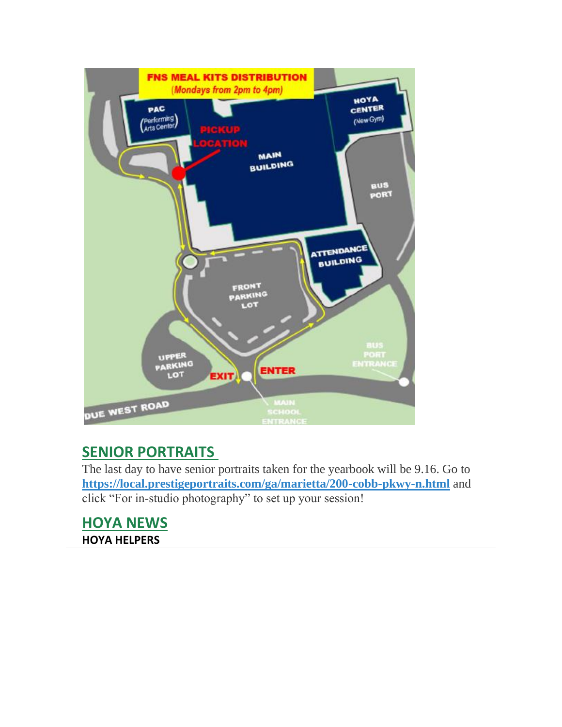FNS MEAL KITS DISTRIBUTION
(Mondays from 2pm to 4pm)

PAC (Performing Arts Center)
PICKUP LOCATION
MAIN BUILDING
HOYA CENTER (New Gym)
BUS PORT
ATTENDANCE BUILDING
FRONT PARKING LOT
UPPER PARKING LOT
EXIT
ENTER
BUS PORT ENTRANCE
MAIN SCHOOL ENTRANCE
DUE WEST ROAD

## SENIOR PORTRAITS

The last day to have senior portraits taken for the yearbook will be 9.16. Go to **https://local.prestigeportraits.com/ga/marietta/200-cobb-pkwy-n.html** and click "For in-studio photography" to set up your session!

## HOYA NEWS

### HOYA HELPERS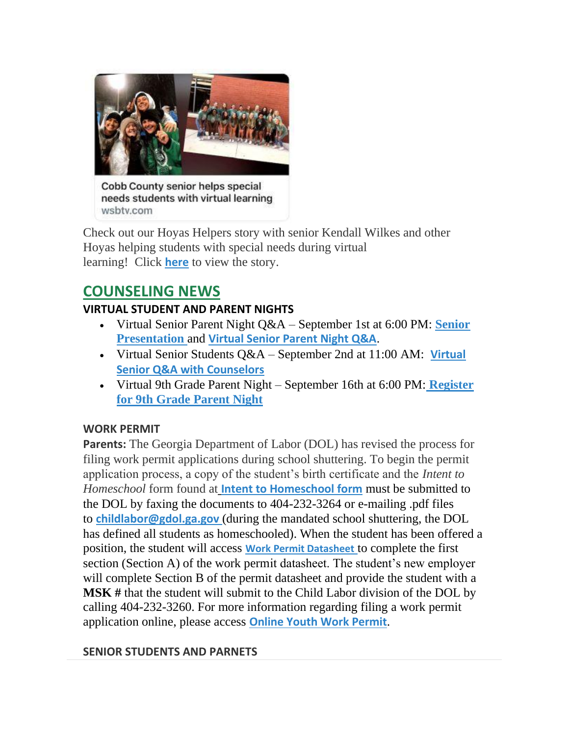Cobb County senior helps special needs students with virtual learning
wsbtv.com

Check out our Hoyas Helpers story with senior Kendall Wilkes and other Hoyas helping students with special needs during virtual learning! Click **here** to view the story.

## COUNSELING NEWS

### VIRTUAL STUDENT AND PARENT NIGHTS

- Virtual Senior Parent Night Q&A – September 1st at 6:00 PM: **Senior Presentation** and **Virtual Senior Parent Night Q&A**.
- Virtual Senior Students Q&A – September 2nd at 11:00 AM: **Virtual Senior Q&A with Counselors**
- Virtual 9th Grade Parent Night – September 16th at 6:00 PM: **Register for 9th Grade Parent Night**

### WORK PERMIT

**Parents:** The Georgia Department of Labor (DOL) has revised the process for filing work permit applications during school shuttering. To begin the permit application process, a copy of the student's birth certificate and the *Intent to Homeschool* form found at **Intent to Homeschool form** must be submitted to the DOL by faxing the documents to 404-232-3264 or e-mailing .pdf files to **childlabor@gdol.ga.gov** (during the mandated school shuttering, the DOL has defined all students as homeschooled). When the student has been offered a position, the student will access **Work Permit Datasheet** to complete the first section (Section A) of the work permit datasheet. The student's new employer will complete Section B of the permit datasheet and provide the student with a **MSK #** that the student will submit to the Child Labor division of the DOL by calling 404-232-3260. For more information regarding filing a work permit application online, please access **Online Youth Work Permit**.

### SENIOR STUDENTS AND PARNETS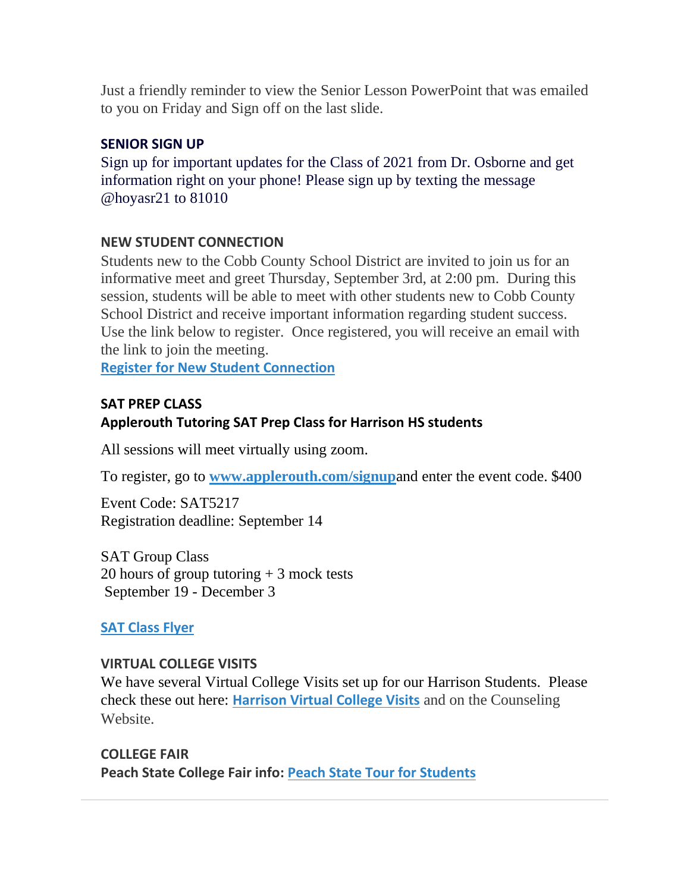Just a friendly reminder to view the Senior Lesson PowerPoint that was emailed to you on Friday and Sign off on the last slide.

**SENIOR SIGN UP**

Sign up for important updates for the Class of 2021 from Dr. Osborne and get information right on your phone! Please sign up by texting the message @hoyasr21 to 81010

**NEW STUDENT CONNECTION**

Students new to the Cobb County School District are invited to join us for an informative meet and greet Thursday, September 3rd, at 2:00 pm. During this session, students will be able to meet with other students new to Cobb County School District and receive important information regarding student success. Use the link below to register. Once registered, you will receive an email with the link to join the meeting.

**Register for New Student Connection**

**SAT PREP CLASS**

**Applerouth Tutoring SAT Prep Class for Harrison HS students**

All sessions will meet virtually using zoom.

To register, go to **www.applerouth.com/signup**and enter the event code. $400

Event Code: SAT5217
Registration deadline: September 14

SAT Group Class
20 hours of group tutoring + 3 mock tests
September 19 - December 3

**SAT Class Flyer**

**VIRTUAL COLLEGE VISITS**

We have several Virtual College Visits set up for our Harrison Students. Please check these out here: **Harrison Virtual College Visits** and on the Counseling Website.

**COLLEGE FAIR**

**Peach State College Fair info: Peach State Tour for Students**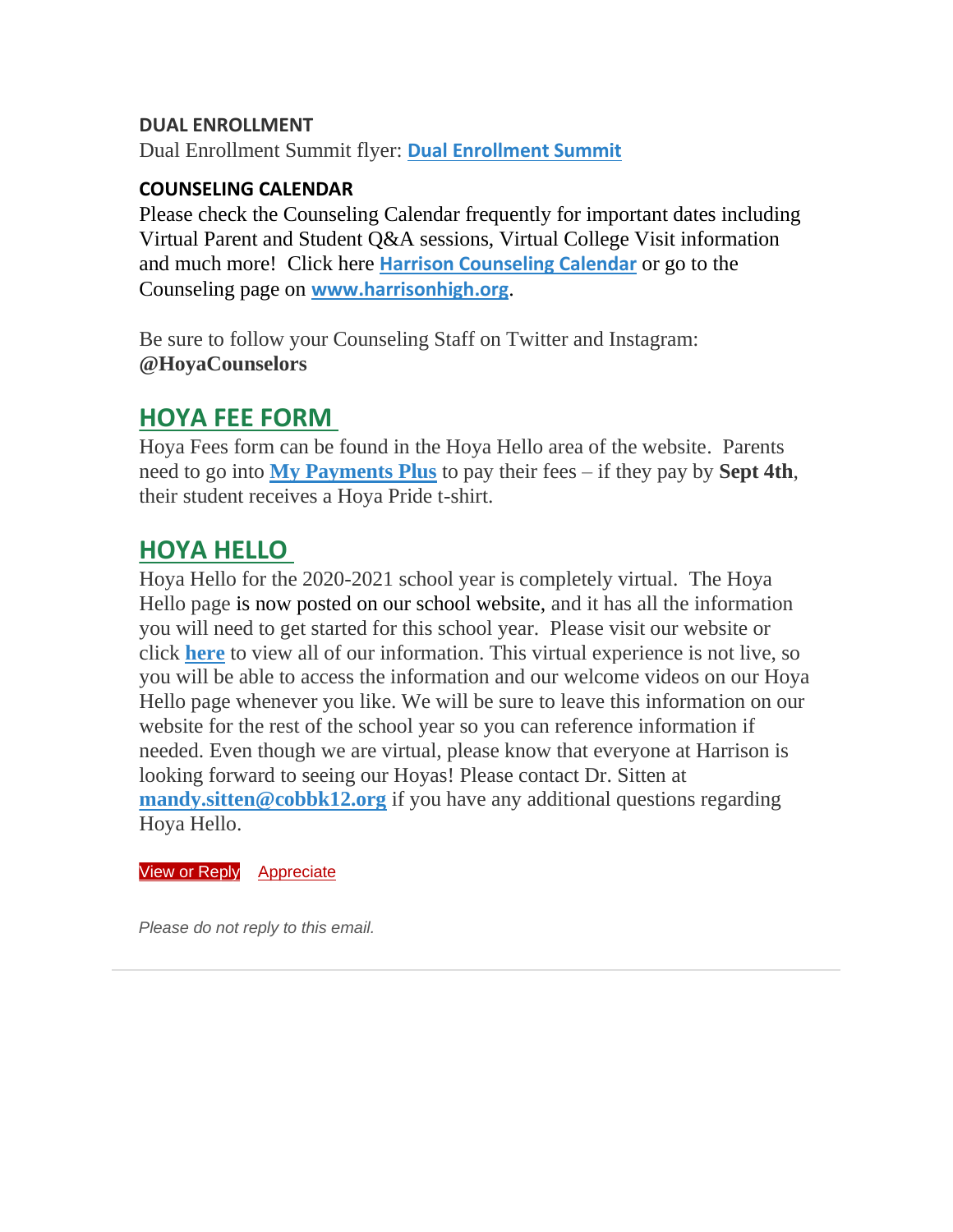### DUAL ENROLLMENT

Dual Enrollment Summit flyer: **Dual Enrollment Summit**

### COUNSELING CALENDAR

Please check the Counseling Calendar frequently for important dates including Virtual Parent and Student Q&A sessions, Virtual College Visit information and much more! Click here **Harrison Counseling Calendar** or go to the Counseling page on **www.harrisonhigh.org**.

Be sure to follow your Counseling Staff on Twitter and Instagram: **@HoyaCounselors**

## HOYA FEE FORM

Hoya Fees form can be found in the Hoya Hello area of the website. Parents need to go into **My Payments Plus** to pay their fees – if they pay by **Sept 4th**, their student receives a Hoya Pride t-shirt.

## HOYA HELLO

Hoya Hello for the 2020-2021 school year is completely virtual. The Hoya Hello page is now posted on our school website, and it has all the information you will need to get started for this school year. Please visit our website or click **here** to view all of our information. This virtual experience is not live, so you will be able to access the information and our welcome videos on our Hoya Hello page whenever you like. We will be sure to leave this information on our website for the rest of the school year so you can reference information if needed. Even though we are virtual, please know that everyone at Harrison is looking forward to seeing our Hoyas! Please contact Dr. Sitten at **mandy.sitten@cobbk12.org** if you have any additional questions regarding Hoya Hello.

View or Reply    Appreciate

*Please do not reply to this email.*